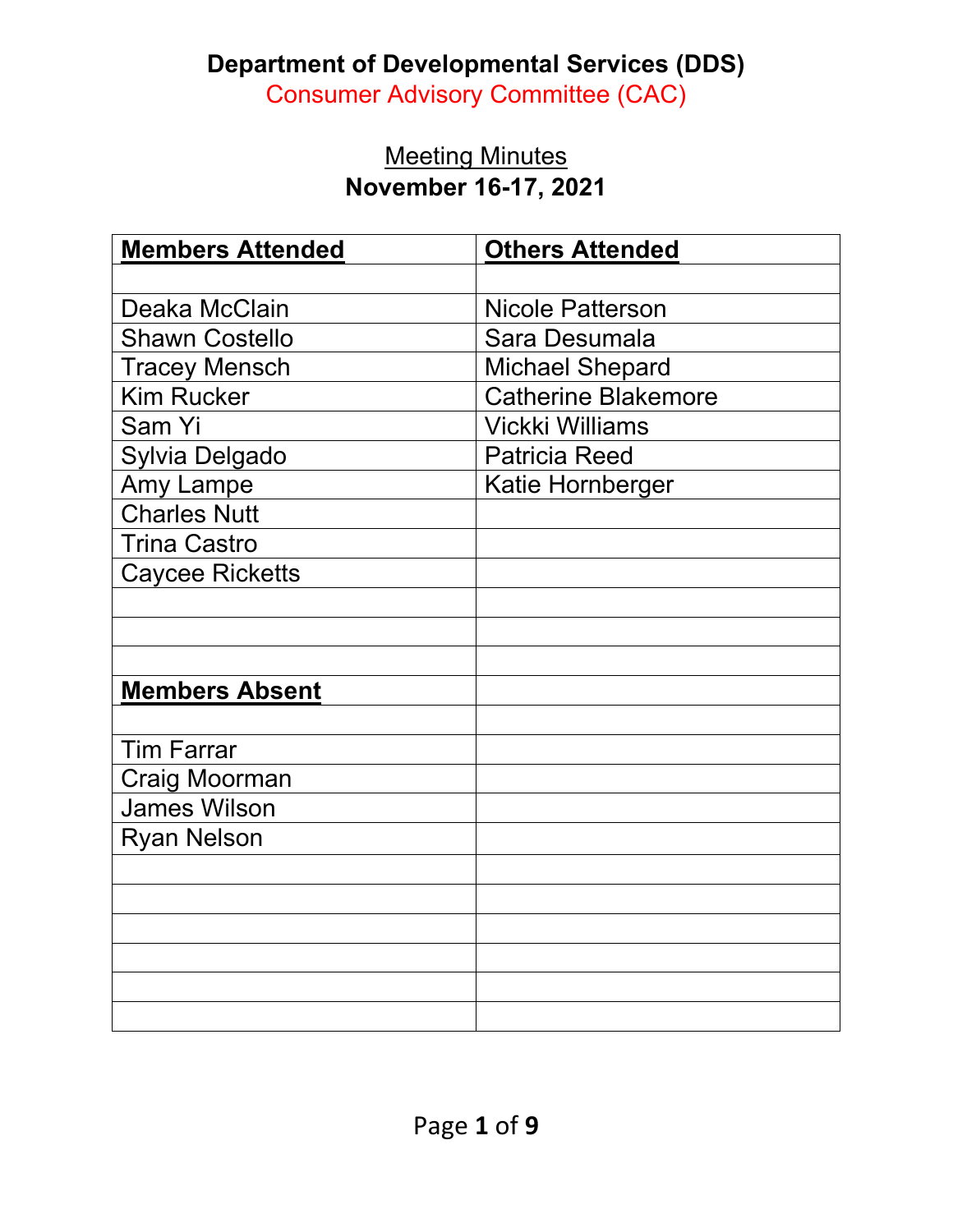# Department of Developmental Services (DDS)

## Consumer Advisory Committee (CAC)

Meeting Minutes

**November 16-17, 2021**

| **Members Attended** | **Others Attended** |
|---|---|
| | |
| Deaka McClain | Nicole Patterson |
| Shawn Costello | Sara Desumala |
| Tracey Mensch | Michael Shepard |
| Kim Rucker | Catherine Blakemore |
| Sam Yi | Vickki Williams |
| Sylvia Delgado | Patricia Reed |
| Amy Lampe | Katie Hornberger |
| Charles Nutt | |
| Trina Castro | |
| Caycee Ricketts | |
| | |
| | |
| | |
| **Members Absent** | |
| | |
| Tim Farrar | |
| Craig Moorman | |
| James Wilson | |
| Ryan Nelson | |
| | |
| | |
| | |
| | |
| | |
| | |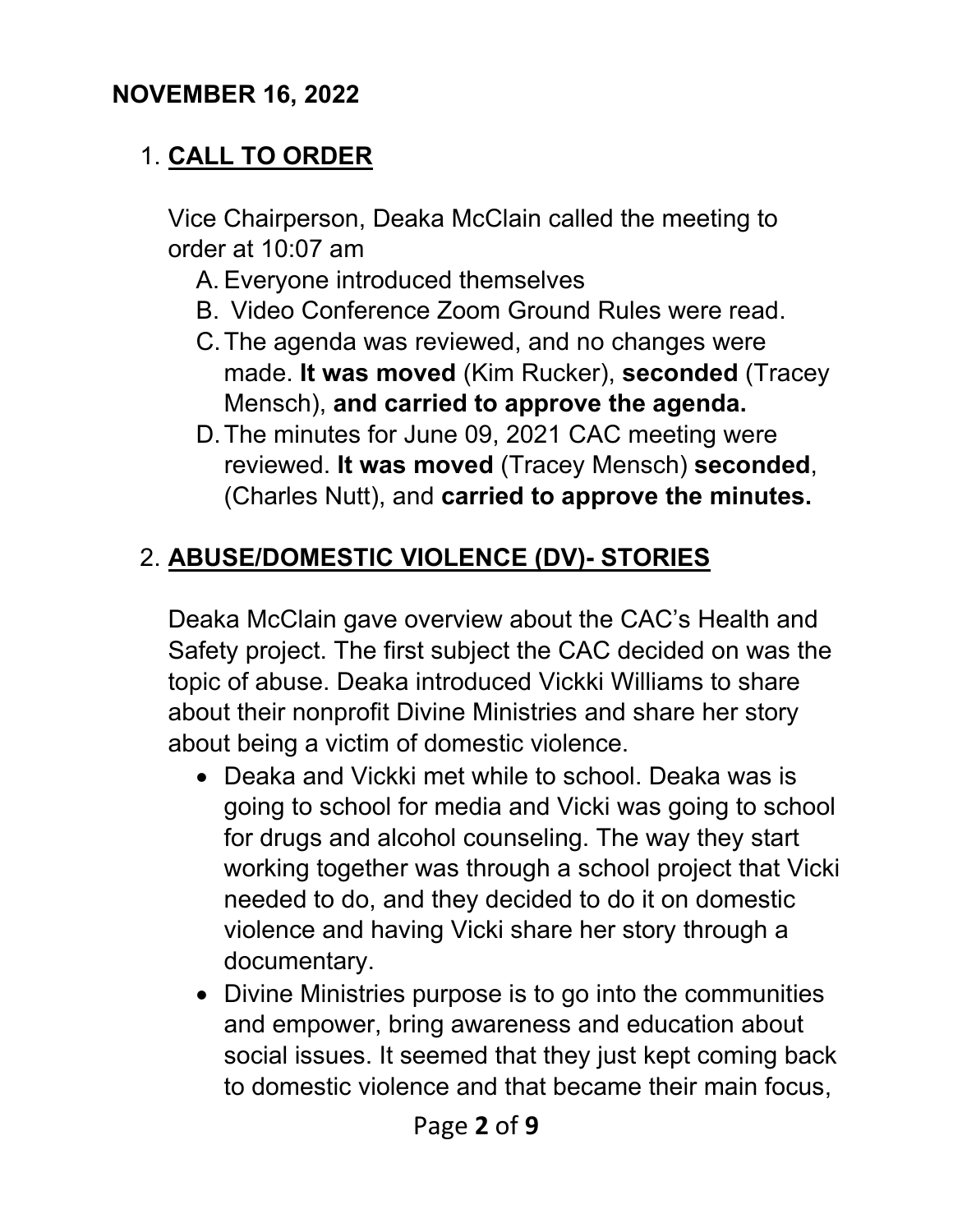**NOVEMBER 16, 2022**

1. **CALL TO ORDER**

   Vice Chairperson, Deaka McClain called the meeting to order at 10:07 am

   A. Everyone introduced themselves
   B. Video Conference Zoom Ground Rules were read.
   C. The agenda was reviewed, and no changes were made. **It was moved** (Kim Rucker), **seconded** (Tracey Mensch), **and carried to approve the agenda.**
   D. The minutes for June 09, 2021 CAC meeting were reviewed. **It was moved** (Tracey Mensch) **seconded**, (Charles Nutt), and **carried to approve the minutes.**

2. **ABUSE/DOMESTIC VIOLENCE (DV)- STORIES**

   Deaka McClain gave overview about the CAC's Health and Safety project. The first subject the CAC decided on was the topic of abuse. Deaka introduced Vickki Williams to share about their nonprofit Divine Ministries and share her story about being a victim of domestic violence.

   - Deaka and Vickki met while to school. Deaka was is going to school for media and Vicki was going to school for drugs and alcohol counseling. The way they start working together was through a school project that Vicki needed to do, and they decided to do it on domestic violence and having Vicki share her story through a documentary.
   - Divine Ministries purpose is to go into the communities and empower, bring awareness and education about social issues. It seemed that they just kept coming back to domestic violence and that became their main focus,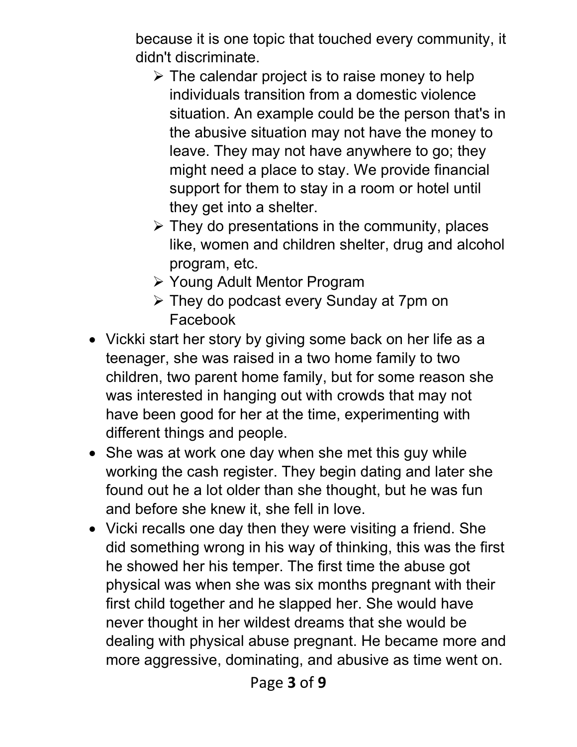because it is one topic that touched every community, it didn't discriminate.

  - The calendar project is to raise money to help individuals transition from a domestic violence situation. An example could be the person that's in the abusive situation may not have the money to leave. They may not have anywhere to go; they might need a place to stay. We provide financial support for them to stay in a room or hotel until they get into a shelter.
  - They do presentations in the community, places like, women and children shelter, drug and alcohol program, etc.
  - Young Adult Mentor Program
  - They do podcast every Sunday at 7pm on Facebook

- Vickki start her story by giving some back on her life as a teenager, she was raised in a two home family to two children, two parent home family, but for some reason she was interested in hanging out with crowds that may not have been good for her at the time, experimenting with different things and people.
- She was at work one day when she met this guy while working the cash register. They begin dating and later she found out he a lot older than she thought, but he was fun and before she knew it, she fell in love.
- Vicki recalls one day then they were visiting a friend. She did something wrong in his way of thinking, this was the first he showed her his temper. The first time the abuse got physical was when she was six months pregnant with their first child together and he slapped her. She would have never thought in her wildest dreams that she would be dealing with physical abuse pregnant. He became more and more aggressive, dominating, and abusive as time went on.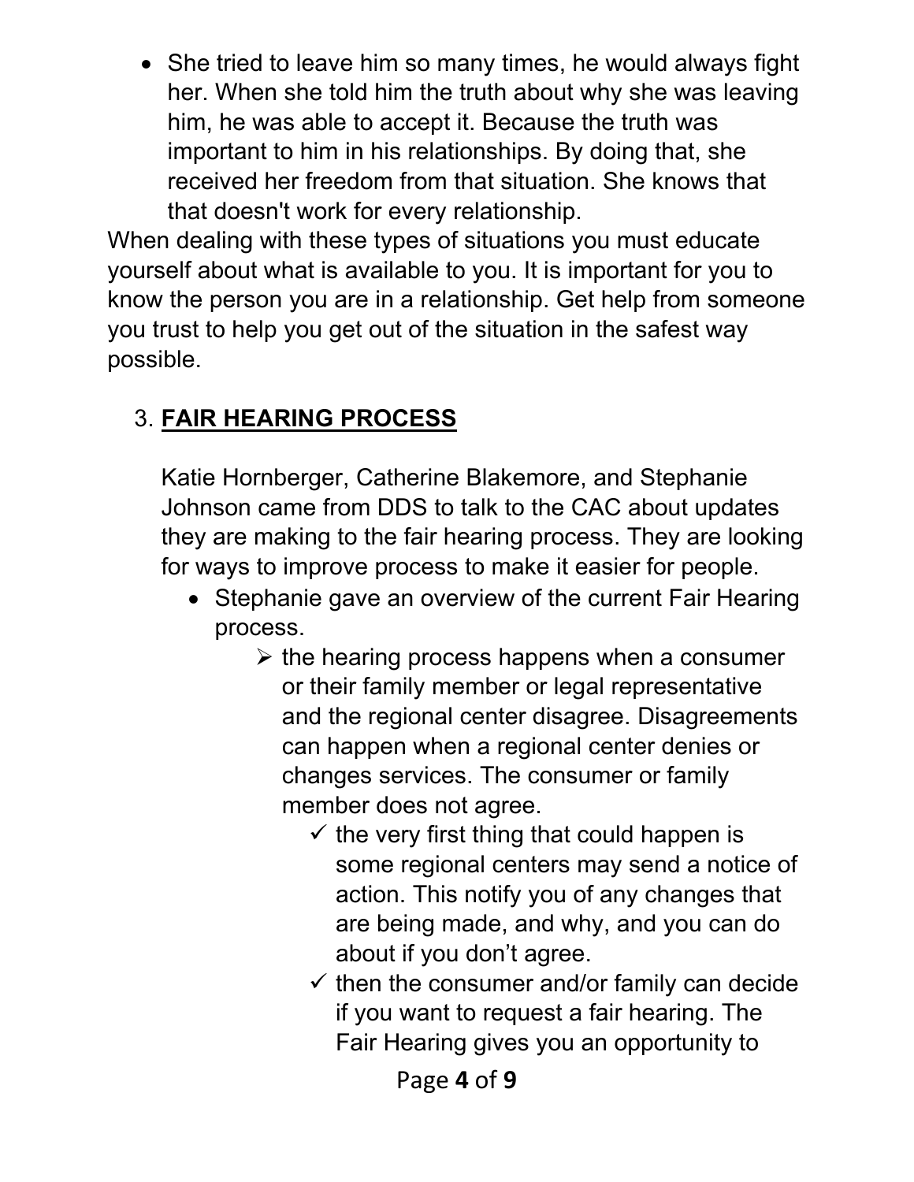- She tried to leave him so many times, he would always fight her. When she told him the truth about why she was leaving him, he was able to accept it. Because the truth was important to him in his relationships. By doing that, she received her freedom from that situation. She knows that that doesn't work for every relationship.

When dealing with these types of situations you must educate yourself about what is available to you. It is important for you to know the person you are in a relationship. Get help from someone you trust to help you get out of the situation in the safest way possible.

3. **FAIR HEARING PROCESS**

   Katie Hornberger, Catherine Blakemore, and Stephanie Johnson came from DDS to talk to the CAC about updates they are making to the fair hearing process. They are looking for ways to improve process to make it easier for people.

   - Stephanie gave an overview of the current Fair Hearing process.
     - the hearing process happens when a consumer or their family member or legal representative and the regional center disagree. Disagreements can happen when a regional center denies or changes services. The consumer or family member does not agree.
       - the very first thing that could happen is some regional centers may send a notice of action. This notify you of any changes that are being made, and why, and you can do about if you don't agree.
       - then the consumer and/or family can decide if you want to request a fair hearing. The Fair Hearing gives you an opportunity to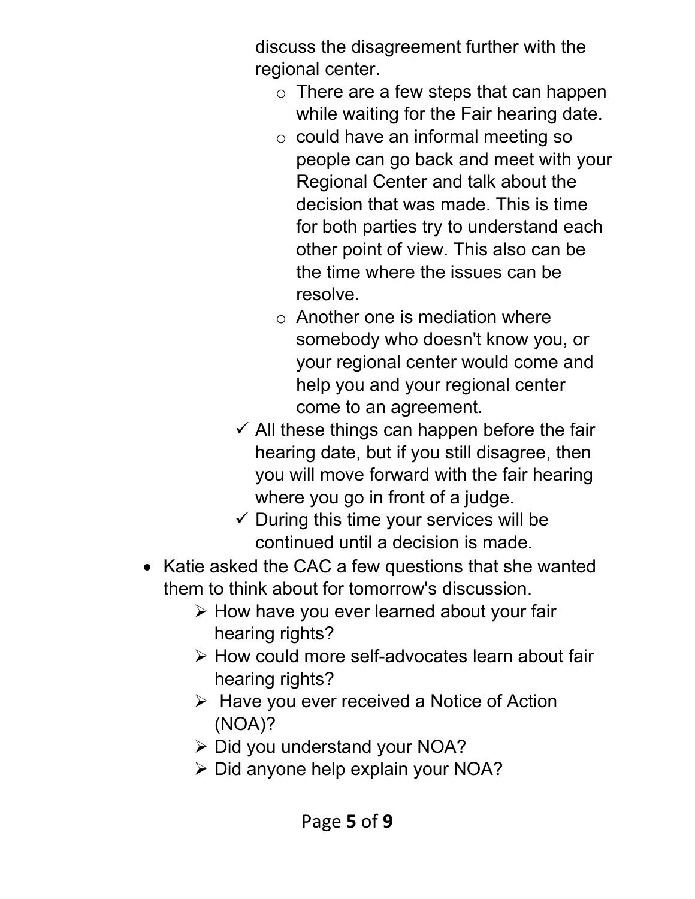discuss the disagreement further with the regional center.

- There are a few steps that can happen while waiting for the Fair hearing date.
- could have an informal meeting so people can go back and meet with your Regional Center and talk about the decision that was made. This is time for both parties try to understand each other point of view. This also can be the time where the issues can be resolve.
- Another one is mediation where somebody who doesn't know you, or your regional center would come and help you and your regional center come to an agreement.

✓ All these things can happen before the fair hearing date, but if you still disagree, then you will move forward with the fair hearing where you go in front of a judge.

✓ During this time your services will be continued until a decision is made.

- Katie asked the CAC a few questions that she wanted them to think about for tomorrow's discussion.
  - How have you ever learned about your fair hearing rights?
  - How could more self-advocates learn about fair hearing rights?
  - Have you ever received a Notice of Action (NOA)?
  - Did you understand your NOA?
  - Did anyone help explain your NOA?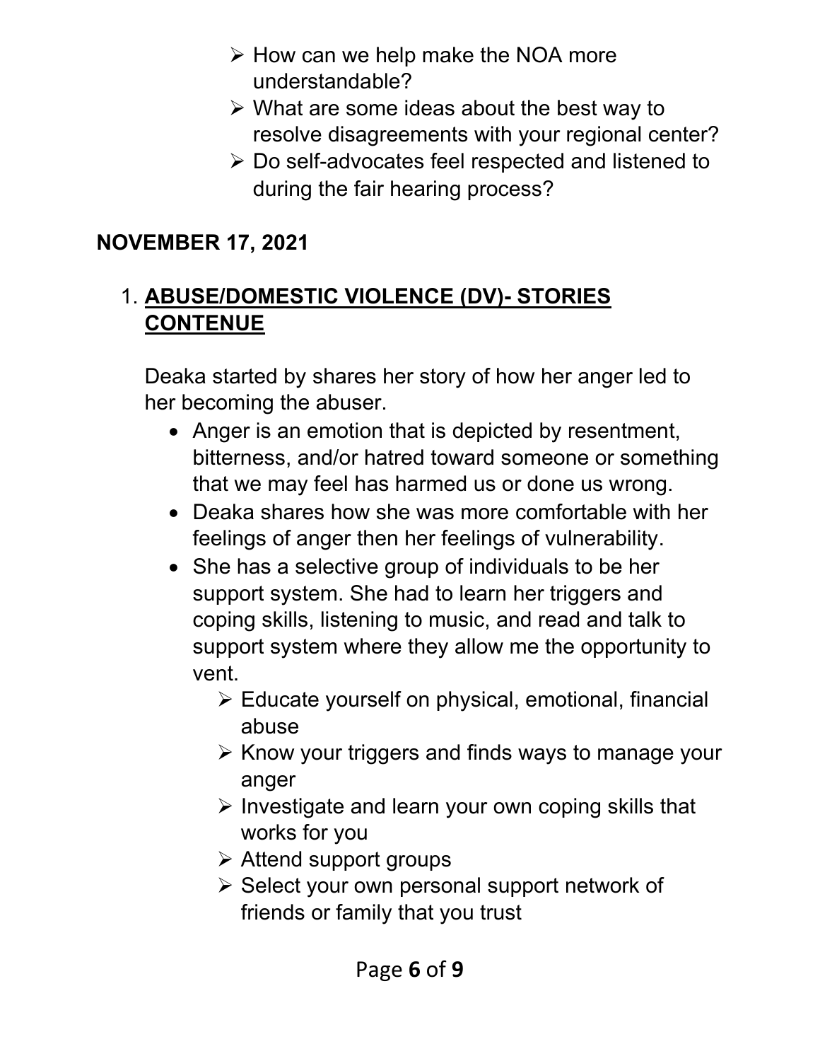- How can we help make the NOA more understandable?
- What are some ideas about the best way to resolve disagreements with your regional center?
- Do self-advocates feel respected and listened to during the fair hearing process?

**NOVEMBER 17, 2021**

1. **<u>ABUSE/DOMESTIC VIOLENCE (DV)- STORIES CONTENUE</u>**

   Deaka started by shares her story of how her anger led to her becoming the abuser.

   - Anger is an emotion that is depicted by resentment, bitterness, and/or hatred toward someone or something that we may feel has harmed us or done us wrong.
   - Deaka shares how she was more comfortable with her feelings of anger then her feelings of vulnerability.
   - She has a selective group of individuals to be her support system. She had to learn her triggers and coping skills, listening to music, and read and talk to support system where they allow me the opportunity to vent.
     - Educate yourself on physical, emotional, financial abuse
     - Know your triggers and finds ways to manage your anger
     - Investigate and learn your own coping skills that works for you
     - Attend support groups
     - Select your own personal support network of friends or family that you trust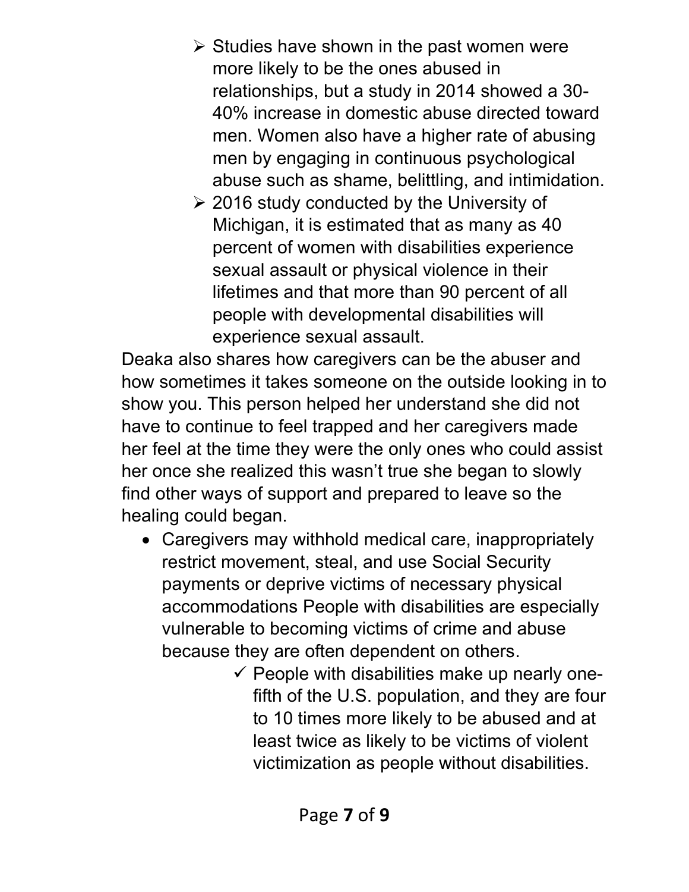- Studies have shown in the past women were more likely to be the ones abused in relationships, but a study in 2014 showed a 30-40% increase in domestic abuse directed toward men. Women also have a higher rate of abusing men by engaging in continuous psychological abuse such as shame, belittling, and intimidation.
- 2016 study conducted by the University of Michigan, it is estimated that as many as 40 percent of women with disabilities experience sexual assault or physical violence in their lifetimes and that more than 90 percent of all people with developmental disabilities will experience sexual assault.

Deaka also shares how caregivers can be the abuser and how sometimes it takes someone on the outside looking in to show you. This person helped her understand she did not have to continue to feel trapped and her caregivers made her feel at the time they were the only ones who could assist her once she realized this wasn't true she began to slowly find other ways of support and prepared to leave so the healing could began.

- Caregivers may withhold medical care, inappropriately restrict movement, steal, and use Social Security payments or deprive victims of necessary physical accommodations People with disabilities are especially vulnerable to becoming victims of crime and abuse because they are often dependent on others.
    - ✓ People with disabilities make up nearly one-fifth of the U.S. population, and they are four to 10 times more likely to be abused and at least twice as likely to be victims of violent victimization as people without disabilities.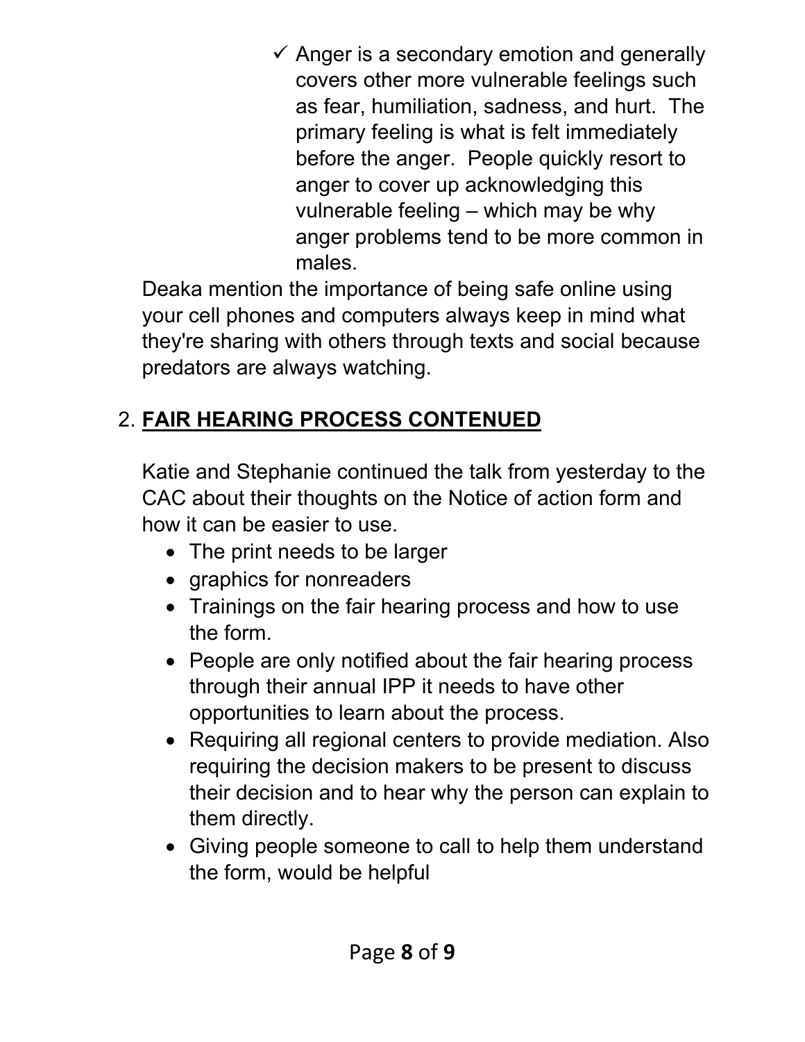- ✓ Anger is a secondary emotion and generally covers other more vulnerable feelings such as fear, humiliation, sadness, and hurt. The primary feeling is what is felt immediately before the anger. People quickly resort to anger to cover up acknowledging this vulnerable feeling – which may be why anger problems tend to be more common in males.

Deaka mention the importance of being safe online using your cell phones and computers always keep in mind what they're sharing with others through texts and social because predators are always watching.

## 2. FAIR HEARING PROCESS CONTENUED

Katie and Stephanie continued the talk from yesterday to the CAC about their thoughts on the Notice of action form and how it can be easier to use.

- The print needs to be larger
- graphics for nonreaders
- Trainings on the fair hearing process and how to use the form.
- People are only notified about the fair hearing process through their annual IPP it needs to have other opportunities to learn about the process.
- Requiring all regional centers to provide mediation. Also requiring the decision makers to be present to discuss their decision and to hear why the person can explain to them directly.
- Giving people someone to call to help them understand the form, would be helpful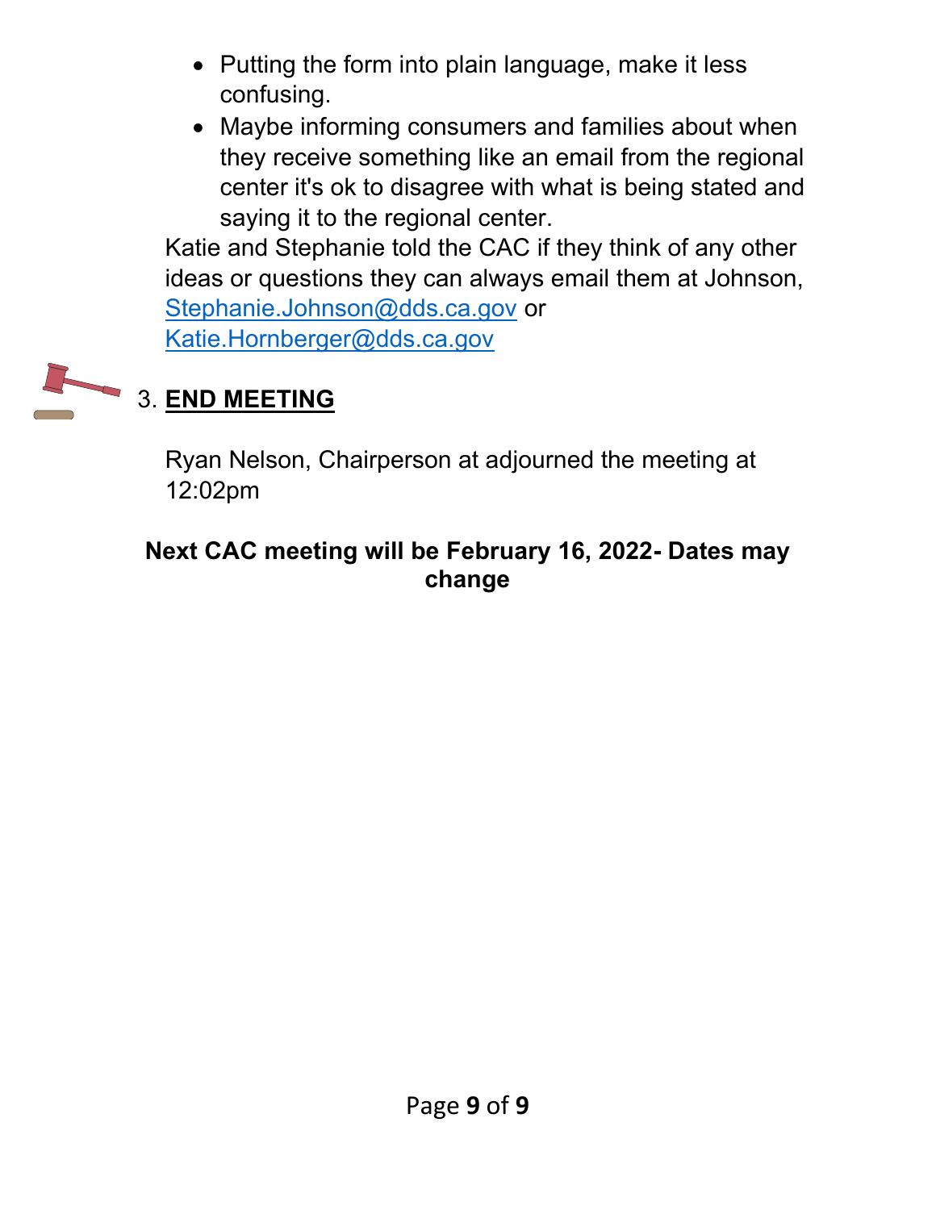- Putting the form into plain language, make it less confusing.
- Maybe informing consumers and families about when they receive something like an email from the regional center it's ok to disagree with what is being stated and saying it to the regional center.

Katie and Stephanie told the CAC if they think of any other ideas or questions they can always email them at Johnson, Stephanie.Johnson@dds.ca.gov or Katie.Hornberger@dds.ca.gov

## 3. END MEETING

Ryan Nelson, Chairperson at adjourned the meeting at 12:02pm

**Next CAC meeting will be February 16, 2022- Dates may change**